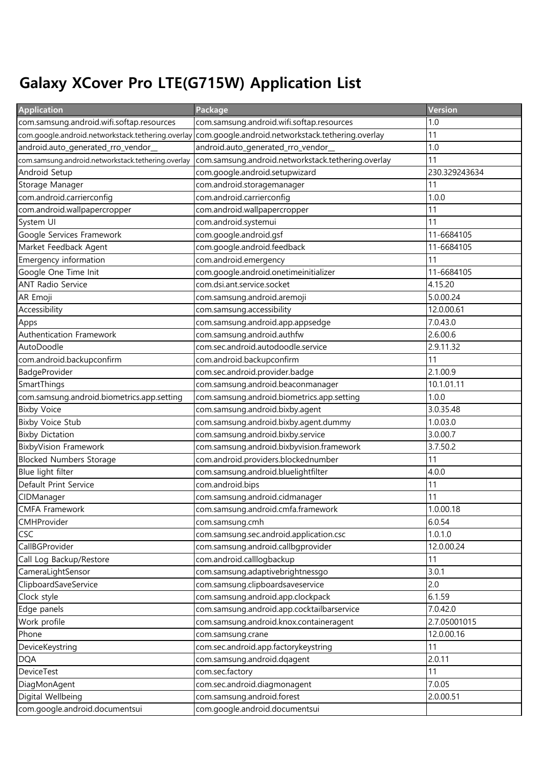# Galaxy XCover Pro LTE(G715W) Application List

| Application | Package | Version |
|---|---|---|
| com.samsung.android.wifi.softap.resources | com.samsung.android.wifi.softap.resources | 1.0 |
| com.google.android.networkstack.tethering.overlay | com.google.android.networkstack.tethering.overlay | 11 |
| android.auto_generated_rro_vendor__ | android.auto_generated_rro_vendor__ | 1.0 |
| com.samsung.android.networkstack.tethering.overlay | com.samsung.android.networkstack.tethering.overlay | 11 |
| Android Setup | com.google.android.setupwizard | 230.329243634 |
| Storage Manager | com.android.storagemanager | 11 |
| com.android.carrierconfig | com.android.carrierconfig | 1.0.0 |
| com.android.wallpapercropper | com.android.wallpapercropper | 11 |
| System UI | com.android.systemui | 11 |
| Google Services Framework | com.google.android.gsf | 11-6684105 |
| Market Feedback Agent | com.google.android.feedback | 11-6684105 |
| Emergency information | com.android.emergency | 11 |
| Google One Time Init | com.google.android.onetimeinitializer | 11-6684105 |
| ANT Radio Service | com.dsi.ant.service.socket | 4.15.20 |
| AR Emoji | com.samsung.android.aremoji | 5.0.00.24 |
| Accessibility | com.samsung.accessibility | 12.0.00.61 |
| Apps | com.samsung.android.app.appsedge | 7.0.43.0 |
| Authentication Framework | com.samsung.android.authfw | 2.6.00.6 |
| AutoDoodle | com.sec.android.autodoodle.service | 2.9.11.32 |
| com.android.backupconfirm | com.android.backupconfirm | 11 |
| BadgeProvider | com.sec.android.provider.badge | 2.1.00.9 |
| SmartThings | com.samsung.android.beaconmanager | 10.1.01.11 |
| com.samsung.android.biometrics.app.setting | com.samsung.android.biometrics.app.setting | 1.0.0 |
| Bixby Voice | com.samsung.android.bixby.agent | 3.0.35.48 |
| Bixby Voice Stub | com.samsung.android.bixby.agent.dummy | 1.0.03.0 |
| Bixby Dictation | com.samsung.android.bixby.service | 3.0.00.7 |
| BixbyVision Framework | com.samsung.android.bixbyvision.framework | 3.7.50.2 |
| Blocked Numbers Storage | com.android.providers.blockednumber | 11 |
| Blue light filter | com.samsung.android.bluelightfilter | 4.0.0 |
| Default Print Service | com.android.bips | 11 |
| CIDManager | com.samsung.android.cidmanager | 11 |
| CMFA Framework | com.samsung.android.cmfa.framework | 1.0.00.18 |
| CMHProvider | com.samsung.cmh | 6.0.54 |
| CSC | com.samsung.sec.android.application.csc | 1.0.1.0 |
| CallBGProvider | com.samsung.android.callbgprovider | 12.0.00.24 |
| Call Log Backup/Restore | com.android.calllogbackup | 11 |
| CameraLightSensor | com.samsung.adaptivebrightnessgo | 3.0.1 |
| ClipboardSaveService | com.samsung.clipboardsaveservice | 2.0 |
| Clock style | com.samsung.android.app.clockpack | 6.1.59 |
| Edge panels | com.samsung.android.app.cocktailbarservice | 7.0.42.0 |
| Work profile | com.samsung.android.knox.containeragent | 2.7.05001015 |
| Phone | com.samsung.crane | 12.0.00.16 |
| DeviceKeystring | com.sec.android.app.factorykeystring | 11 |
| DQA | com.samsung.android.dqagent | 2.0.11 |
| DeviceTest | com.sec.factory | 11 |
| DiagMonAgent | com.sec.android.diagmonagent | 7.0.05 |
| Digital Wellbeing | com.samsung.android.forest | 2.0.00.51 |
| com.google.android.documentsui | com.google.android.documentsui | |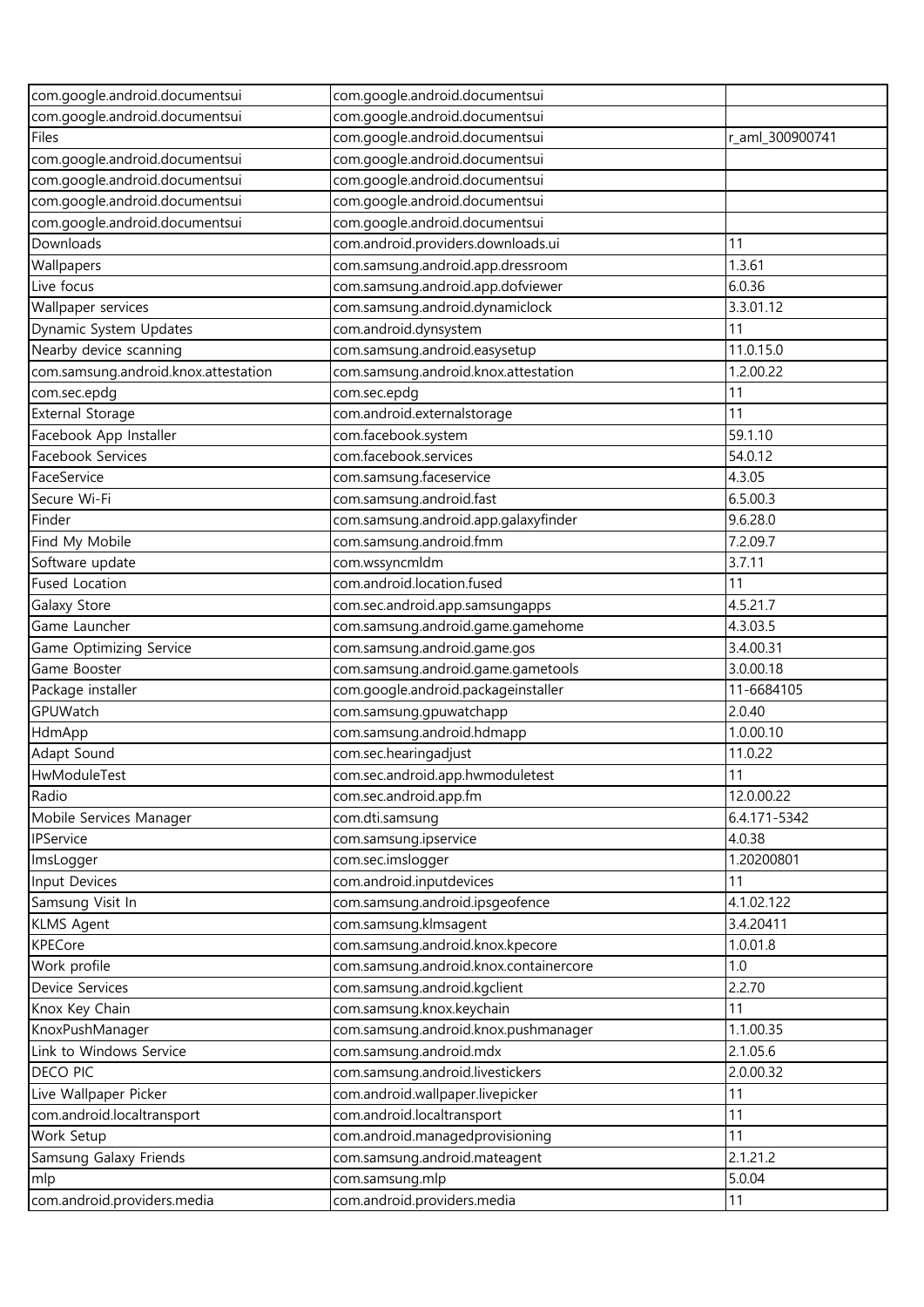| com.google.android.documentsui | com.google.android.documentsui | |
|---|---|---|
| com.google.android.documentsui | com.google.android.documentsui | |
| Files | com.google.android.documentsui | r_aml_300900741 |
| com.google.android.documentsui | com.google.android.documentsui | |
| com.google.android.documentsui | com.google.android.documentsui | |
| com.google.android.documentsui | com.google.android.documentsui | |
| com.google.android.documentsui | com.google.android.documentsui | |
| Downloads | com.android.providers.downloads.ui | 11 |
| Wallpapers | com.samsung.android.app.dressroom | 1.3.61 |
| Live focus | com.samsung.android.app.dofviewer | 6.0.36 |
| Wallpaper services | com.samsung.android.dynamiclock | 3.3.01.12 |
| Dynamic System Updates | com.android.dynsystem | 11 |
| Nearby device scanning | com.samsung.android.easysetup | 11.0.15.0 |
| com.samsung.android.knox.attestation | com.samsung.android.knox.attestation | 1.2.00.22 |
| com.sec.epdg | com.sec.epdg | 11 |
| External Storage | com.android.externalstorage | 11 |
| Facebook App Installer | com.facebook.system | 59.1.10 |
| Facebook Services | com.facebook.services | 54.0.12 |
| FaceService | com.samsung.faceservice | 4.3.05 |
| Secure Wi-Fi | com.samsung.android.fast | 6.5.00.3 |
| Finder | com.samsung.android.app.galaxyfinder | 9.6.28.0 |
| Find My Mobile | com.samsung.android.fmm | 7.2.09.7 |
| Software update | com.wssyncmldm | 3.7.11 |
| Fused Location | com.android.location.fused | 11 |
| Galaxy Store | com.sec.android.app.samsungapps | 4.5.21.7 |
| Game Launcher | com.samsung.android.game.gamehome | 4.3.03.5 |
| Game Optimizing Service | com.samsung.android.game.gos | 3.4.00.31 |
| Game Booster | com.samsung.android.game.gametools | 3.0.00.18 |
| Package installer | com.google.android.packageinstaller | 11-6684105 |
| GPUWatch | com.samsung.gpuwatchapp | 2.0.40 |
| HdmApp | com.samsung.android.hdmapp | 1.0.00.10 |
| Adapt Sound | com.sec.hearingadjust | 11.0.22 |
| HwModuleTest | com.sec.android.app.hwmoduletest | 11 |
| Radio | com.sec.android.app.fm | 12.0.00.22 |
| Mobile Services Manager | com.dti.samsung | 6.4.171-5342 |
| IPService | com.samsung.ipservice | 4.0.38 |
| ImsLogger | com.sec.imslogger | 1.20200801 |
| Input Devices | com.android.inputdevices | 11 |
| Samsung Visit In | com.samsung.android.ipsgeofence | 4.1.02.122 |
| KLMS Agent | com.samsung.klmsagent | 3.4.20411 |
| KPECore | com.samsung.android.knox.kpecore | 1.0.01.8 |
| Work profile | com.samsung.android.knox.containercore | 1.0 |
| Device Services | com.samsung.android.kgclient | 2.2.70 |
| Knox Key Chain | com.samsung.knox.keychain | 11 |
| KnoxPushManager | com.samsung.android.knox.pushmanager | 1.1.00.35 |
| Link to Windows Service | com.samsung.android.mdx | 2.1.05.6 |
| DECO PIC | com.samsung.android.livestickers | 2.0.00.32 |
| Live Wallpaper Picker | com.android.wallpaper.livepicker | 11 |
| com.android.localtransport | com.android.localtransport | 11 |
| Work Setup | com.android.managedprovisioning | 11 |
| Samsung Galaxy Friends | com.samsung.android.mateagent | 2.1.21.2 |
| mlp | com.samsung.mlp | 5.0.04 |
| com.android.providers.media | com.android.providers.media | 11 |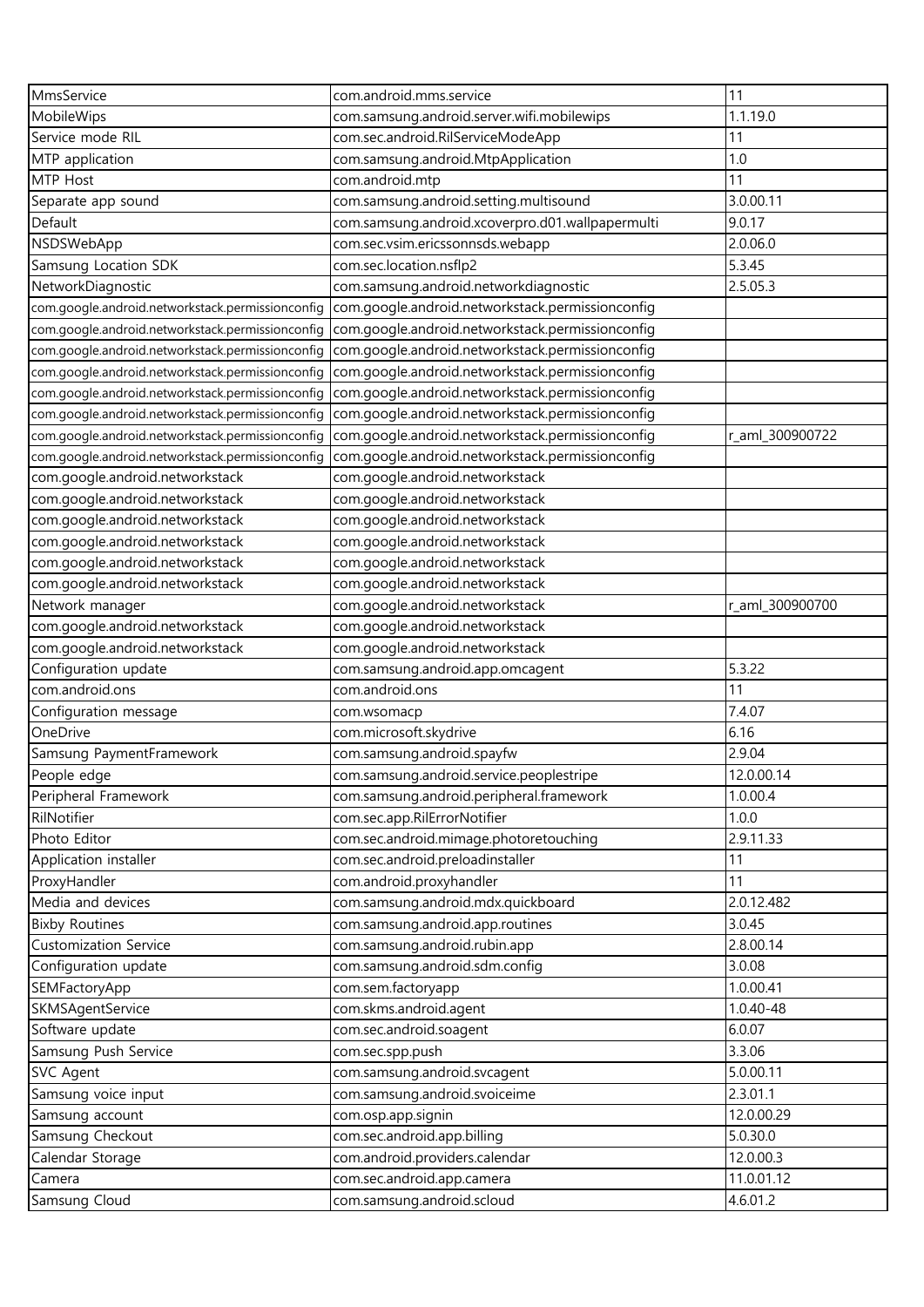| MmsService | com.android.mms.service | 11 |
|---|---|---|
| MobileWips | com.samsung.android.server.wifi.mobilewips | 1.1.19.0 |
| Service mode RIL | com.sec.android.RilServiceModeApp | 11 |
| MTP application | com.samsung.android.MtpApplication | 1.0 |
| MTP Host | com.android.mtp | 11 |
| Separate app sound | com.samsung.android.setting.multisound | 3.0.00.11 |
| Default | com.samsung.android.xcoverpro.d01.wallpapermulti | 9.0.17 |
| NSDSWebApp | com.sec.vsim.ericssonnsds.webapp | 2.0.06.0 |
| Samsung Location SDK | com.sec.location.nsflp2 | 5.3.45 |
| NetworkDiagnostic | com.samsung.android.networkdiagnostic | 2.5.05.3 |
| com.google.android.networkstack.permissionconfig | com.google.android.networkstack.permissionconfig | |
| com.google.android.networkstack.permissionconfig | com.google.android.networkstack.permissionconfig | |
| com.google.android.networkstack.permissionconfig | com.google.android.networkstack.permissionconfig | |
| com.google.android.networkstack.permissionconfig | com.google.android.networkstack.permissionconfig | |
| com.google.android.networkstack.permissionconfig | com.google.android.networkstack.permissionconfig | |
| com.google.android.networkstack.permissionconfig | com.google.android.networkstack.permissionconfig | |
| com.google.android.networkstack.permissionconfig | com.google.android.networkstack.permissionconfig | r_aml_300900722 |
| com.google.android.networkstack.permissionconfig | com.google.android.networkstack.permissionconfig | |
| com.google.android.networkstack | com.google.android.networkstack | |
| com.google.android.networkstack | com.google.android.networkstack | |
| com.google.android.networkstack | com.google.android.networkstack | |
| com.google.android.networkstack | com.google.android.networkstack | |
| com.google.android.networkstack | com.google.android.networkstack | |
| com.google.android.networkstack | com.google.android.networkstack | |
| Network manager | com.google.android.networkstack | r_aml_300900700 |
| com.google.android.networkstack | com.google.android.networkstack | |
| com.google.android.networkstack | com.google.android.networkstack | |
| Configuration update | com.samsung.android.app.omcagent | 5.3.22 |
| com.android.ons | com.android.ons | 11 |
| Configuration message | com.wsomacp | 7.4.07 |
| OneDrive | com.microsoft.skydrive | 6.16 |
| Samsung PaymentFramework | com.samsung.android.spayfw | 2.9.04 |
| People edge | com.samsung.android.service.peoplestripe | 12.0.00.14 |
| Peripheral Framework | com.samsung.android.peripheral.framework | 1.0.00.4 |
| RilNotifier | com.sec.app.RilErrorNotifier | 1.0.0 |
| Photo Editor | com.sec.android.mimage.photoretouching | 2.9.11.33 |
| Application installer | com.sec.android.preloadinstaller | 11 |
| ProxyHandler | com.android.proxyhandler | 11 |
| Media and devices | com.samsung.android.mdx.quickboard | 2.0.12.482 |
| Bixby Routines | com.samsung.android.app.routines | 3.0.45 |
| Customization Service | com.samsung.android.rubin.app | 2.8.00.14 |
| Configuration update | com.samsung.android.sdm.config | 3.0.08 |
| SEMFactoryApp | com.sem.factoryapp | 1.0.00.41 |
| SKMSAgentService | com.skms.android.agent | 1.0.40-48 |
| Software update | com.sec.android.soagent | 6.0.07 |
| Samsung Push Service | com.sec.spp.push | 3.3.06 |
| SVC Agent | com.samsung.android.svcagent | 5.0.00.11 |
| Samsung voice input | com.samsung.android.svoiceime | 2.3.01.1 |
| Samsung account | com.osp.app.signin | 12.0.00.29 |
| Samsung Checkout | com.sec.android.app.billing | 5.0.30.0 |
| Calendar Storage | com.android.providers.calendar | 12.0.00.3 |
| Camera | com.sec.android.app.camera | 11.0.01.12 |
| Samsung Cloud | com.samsung.android.scloud | 4.6.01.2 |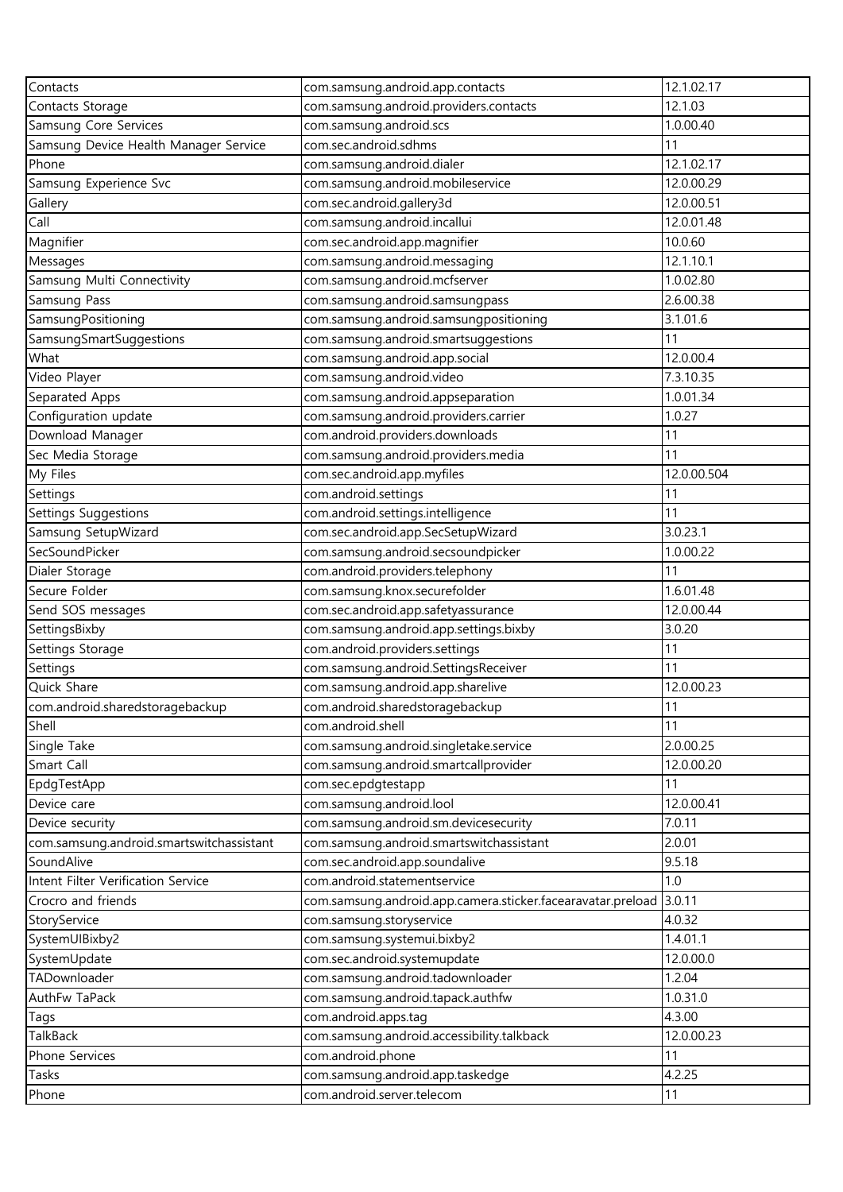| Contacts | com.samsung.android.app.contacts | 12.1.02.17 |
|---|---|---|
| Contacts Storage | com.samsung.android.providers.contacts | 12.1.03 |
| Samsung Core Services | com.samsung.android.scs | 1.0.00.40 |
| Samsung Device Health Manager Service | com.sec.android.sdhms | 11 |
| Phone | com.samsung.android.dialer | 12.1.02.17 |
| Samsung Experience Svc | com.samsung.android.mobileservice | 12.0.00.29 |
| Gallery | com.sec.android.gallery3d | 12.0.00.51 |
| Call | com.samsung.android.incallui | 12.0.01.48 |
| Magnifier | com.sec.android.app.magnifier | 10.0.60 |
| Messages | com.samsung.android.messaging | 12.1.10.1 |
| Samsung Multi Connectivity | com.samsung.android.mcfserver | 1.0.02.80 |
| Samsung Pass | com.samsung.android.samsungpass | 2.6.00.38 |
| SamsungPositioning | com.samsung.android.samsungpositioning | 3.1.01.6 |
| SamsungSmartSuggestions | com.samsung.android.smartsuggestions | 11 |
| What | com.samsung.android.app.social | 12.0.00.4 |
| Video Player | com.samsung.android.video | 7.3.10.35 |
| Separated Apps | com.samsung.android.appseparation | 1.0.01.34 |
| Configuration update | com.samsung.android.providers.carrier | 1.0.27 |
| Download Manager | com.android.providers.downloads | 11 |
| Sec Media Storage | com.samsung.android.providers.media | 11 |
| My Files | com.sec.android.app.myfiles | 12.0.00.504 |
| Settings | com.android.settings | 11 |
| Settings Suggestions | com.android.settings.intelligence | 11 |
| Samsung SetupWizard | com.sec.android.app.SecSetupWizard | 3.0.23.1 |
| SecSoundPicker | com.samsung.android.secsoundpicker | 1.0.00.22 |
| Dialer Storage | com.android.providers.telephony | 11 |
| Secure Folder | com.samsung.knox.securefolder | 1.6.01.48 |
| Send SOS messages | com.sec.android.app.safetyassurance | 12.0.00.44 |
| SettingsBixby | com.samsung.android.app.settings.bixby | 3.0.20 |
| Settings Storage | com.android.providers.settings | 11 |
| Settings | com.samsung.android.SettingsReceiver | 11 |
| Quick Share | com.samsung.android.app.sharelive | 12.0.00.23 |
| com.android.sharedstoragebackup | com.android.sharedstoragebackup | 11 |
| Shell | com.android.shell | 11 |
| Single Take | com.samsung.android.singletake.service | 2.0.00.25 |
| Smart Call | com.samsung.android.smartcallprovider | 12.0.00.20 |
| EpdgTestApp | com.sec.epdgtestapp | 11 |
| Device care | com.samsung.android.lool | 12.0.00.41 |
| Device security | com.samsung.android.sm.devicesecurity | 7.0.11 |
| com.samsung.android.smartswitchassistant | com.samsung.android.smartswitchassistant | 2.0.01 |
| SoundAlive | com.sec.android.app.soundalive | 9.5.18 |
| Intent Filter Verification Service | com.android.statementservice | 1.0 |
| Crocro and friends | com.samsung.android.app.camera.sticker.facearavatar.preload | 3.0.11 |
| StoryService | com.samsung.storyservice | 4.0.32 |
| SystemUIBixby2 | com.samsung.systemui.bixby2 | 1.4.01.1 |
| SystemUpdate | com.sec.android.systemupdate | 12.0.00.0 |
| TADownloader | com.samsung.android.tadownloader | 1.2.04 |
| AuthFw TaPack | com.samsung.android.tapack.authfw | 1.0.31.0 |
| Tags | com.android.apps.tag | 4.3.00 |
| TalkBack | com.samsung.android.accessibility.talkback | 12.0.00.23 |
| Phone Services | com.android.phone | 11 |
| Tasks | com.samsung.android.app.taskedge | 4.2.25 |
| Phone | com.android.server.telecom | 11 |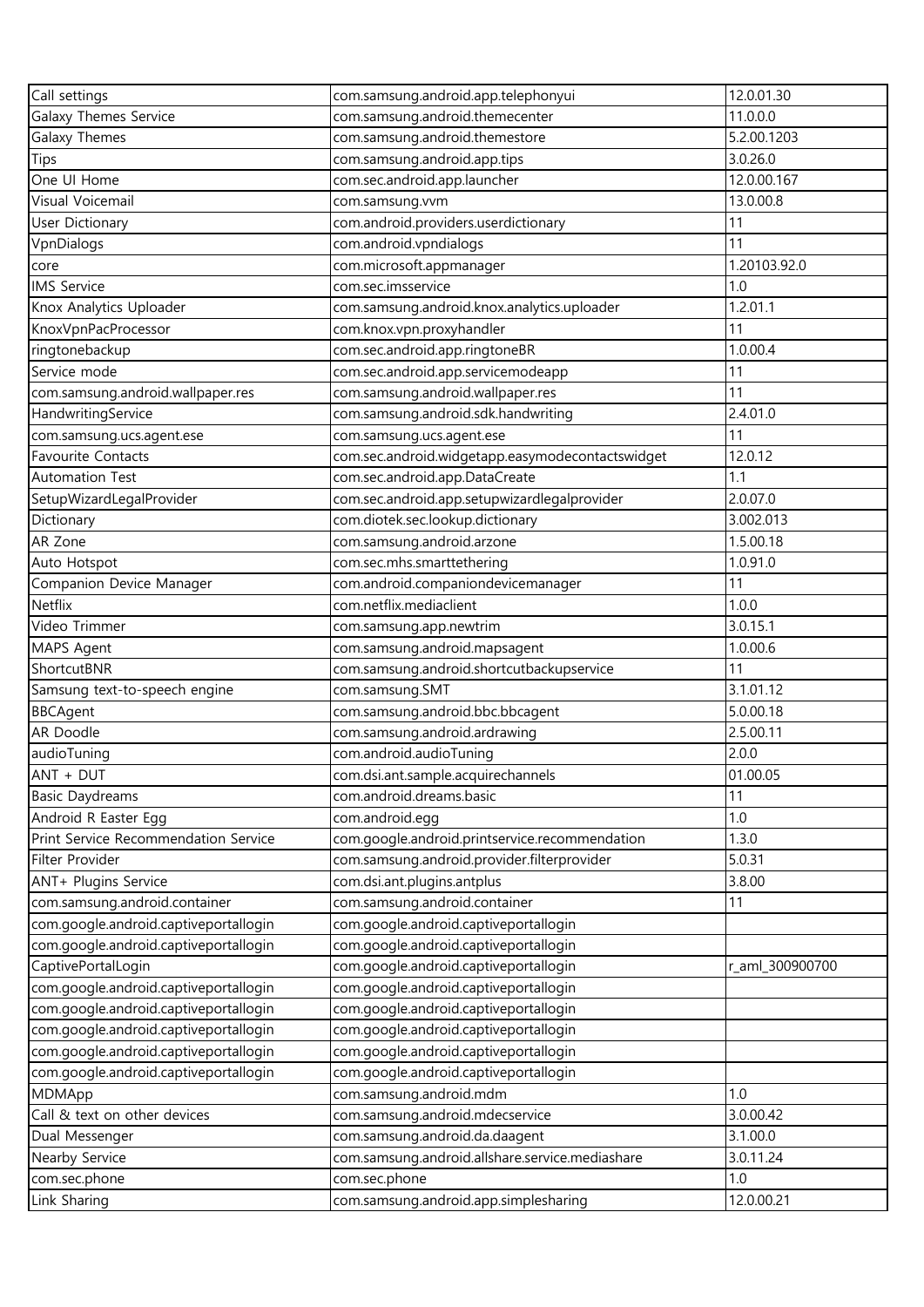| Call settings | com.samsung.android.app.telephonyui | 12.0.01.30 |
|---|---|---|
| Galaxy Themes Service | com.samsung.android.themecenter | 11.0.0.0 |
| Galaxy Themes | com.samsung.android.themestore | 5.2.00.1203 |
| Tips | com.samsung.android.app.tips | 3.0.26.0 |
| One UI Home | com.sec.android.app.launcher | 12.0.00.167 |
| Visual Voicemail | com.samsung.vvm | 13.0.00.8 |
| User Dictionary | com.android.providers.userdictionary | 11 |
| VpnDialogs | com.android.vpndialogs | 11 |
| core | com.microsoft.appmanager | 1.20103.92.0 |
| IMS Service | com.sec.imsservice | 1.0 |
| Knox Analytics Uploader | com.samsung.android.knox.analytics.uploader | 1.2.01.1 |
| KnoxVpnPacProcessor | com.knox.vpn.proxyhandler | 11 |
| ringtonebackup | com.sec.android.app.ringtoneBR | 1.0.00.4 |
| Service mode | com.sec.android.app.servicemodeapp | 11 |
| com.samsung.android.wallpaper.res | com.samsung.android.wallpaper.res | 11 |
| HandwritingService | com.samsung.android.sdk.handwriting | 2.4.01.0 |
| com.samsung.ucs.agent.ese | com.samsung.ucs.agent.ese | 11 |
| Favourite Contacts | com.sec.android.widgetapp.easymodecontactswidget | 12.0.12 |
| Automation Test | com.sec.android.app.DataCreate | 1.1 |
| SetupWizardLegalProvider | com.sec.android.app.setupwizardlegalprovider | 2.0.07.0 |
| Dictionary | com.diotek.sec.lookup.dictionary | 3.002.013 |
| AR Zone | com.samsung.android.arzone | 1.5.00.18 |
| Auto Hotspot | com.sec.mhs.smarttethering | 1.0.91.0 |
| Companion Device Manager | com.android.companiondevicemanager | 11 |
| Netflix | com.netflix.mediaclient | 1.0.0 |
| Video Trimmer | com.samsung.app.newtrim | 3.0.15.1 |
| MAPS Agent | com.samsung.android.mapsagent | 1.0.00.6 |
| ShortcutBNR | com.samsung.android.shortcutbackupservice | 11 |
| Samsung text-to-speech engine | com.samsung.SMT | 3.1.01.12 |
| BBCAgent | com.samsung.android.bbc.bbcagent | 5.0.00.18 |
| AR Doodle | com.samsung.android.ardrawing | 2.5.00.11 |
| audioTuning | com.android.audioTuning | 2.0.0 |
| ANT + DUT | com.dsi.ant.sample.acquirechannels | 01.00.05 |
| Basic Daydreams | com.android.dreams.basic | 11 |
| Android R Easter Egg | com.android.egg | 1.0 |
| Print Service Recommendation Service | com.google.android.printservice.recommendation | 1.3.0 |
| Filter Provider | com.samsung.android.provider.filterprovider | 5.0.31 |
| ANT+ Plugins Service | com.dsi.ant.plugins.antplus | 3.8.00 |
| com.samsung.android.container | com.samsung.android.container | 11 |
| com.google.android.captiveportallogin | com.google.android.captiveportallogin | |
| com.google.android.captiveportallogin | com.google.android.captiveportallogin | |
| CaptivePortalLogin | com.google.android.captiveportallogin | r_aml_300900700 |
| com.google.android.captiveportallogin | com.google.android.captiveportallogin | |
| com.google.android.captiveportallogin | com.google.android.captiveportallogin | |
| com.google.android.captiveportallogin | com.google.android.captiveportallogin | |
| com.google.android.captiveportallogin | com.google.android.captiveportallogin | |
| com.google.android.captiveportallogin | com.google.android.captiveportallogin | |
| MDMApp | com.samsung.android.mdm | 1.0 |
| Call & text on other devices | com.samsung.android.mdecservice | 3.0.00.42 |
| Dual Messenger | com.samsung.android.da.daagent | 3.1.00.0 |
| Nearby Service | com.samsung.android.allshare.service.mediashare | 3.0.11.24 |
| com.sec.phone | com.sec.phone | 1.0 |
| Link Sharing | com.samsung.android.app.simplesharing | 12.0.00.21 |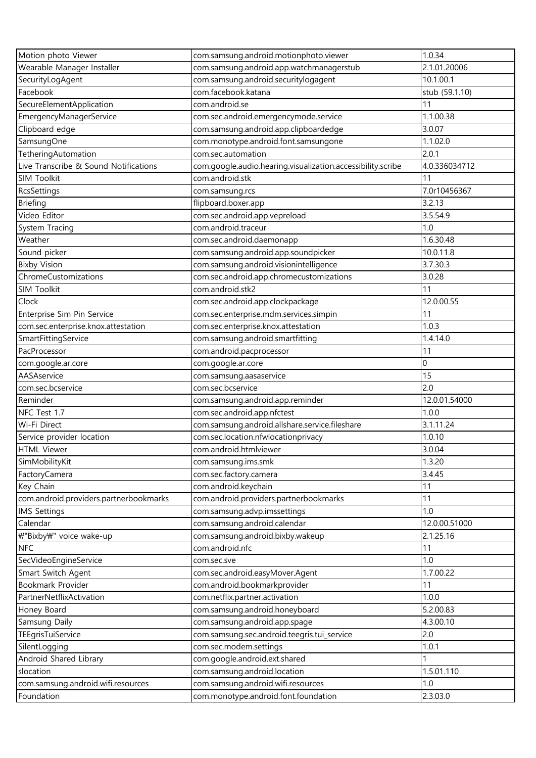| Motion photo Viewer | com.samsung.android.motionphoto.viewer | 1.0.34 |
|---|---|---|
| Wearable Manager Installer | com.samsung.android.app.watchmanagerstub | 2.1.01.20006 |
| SecurityLogAgent | com.samsung.android.securitylogagent | 10.1.00.1 |
| Facebook | com.facebook.katana | stub (59.1.10) |
| SecureElementApplication | com.android.se | 11 |
| EmergencyManagerService | com.sec.android.emergencymode.service | 1.1.00.38 |
| Clipboard edge | com.samsung.android.app.clipboardedge | 3.0.07 |
| SamsungOne | com.monotype.android.font.samsungone | 1.1.02.0 |
| TetheringAutomation | com.sec.automation | 2.0.1 |
| Live Transcribe & Sound Notifications | com.google.audio.hearing.visualization.accessibility.scribe | 4.0.336034712 |
| SIM Toolkit | com.android.stk | 11 |
| RcsSettings | com.samsung.rcs | 7.0r10456367 |
| Briefing | flipboard.boxer.app | 3.2.13 |
| Video Editor | com.sec.android.app.vepreload | 3.5.54.9 |
| System Tracing | com.android.traceur | 1.0 |
| Weather | com.sec.android.daemonapp | 1.6.30.48 |
| Sound picker | com.samsung.android.app.soundpicker | 10.0.11.8 |
| Bixby Vision | com.samsung.android.visionintelligence | 3.7.30.3 |
| ChromeCustomizations | com.sec.android.app.chromecustomizations | 3.0.28 |
| SIM Toolkit | com.android.stk2 | 11 |
| Clock | com.sec.android.app.clockpackage | 12.0.00.55 |
| Enterprise Sim Pin Service | com.sec.enterprise.mdm.services.simpin | 11 |
| com.sec.enterprise.knox.attestation | com.sec.enterprise.knox.attestation | 1.0.3 |
| SmartFittingService | com.samsung.android.smartfitting | 1.4.14.0 |
| PacProcessor | com.android.pacprocessor | 11 |
| com.google.ar.core | com.google.ar.core | 0 |
| AASAservice | com.samsung.aasaservice | 15 |
| com.sec.bcservice | com.sec.bcservice | 2.0 |
| Reminder | com.samsung.android.app.reminder | 12.0.01.54000 |
| NFC Test 1.7 | com.sec.android.app.nfctest | 1.0.0 |
| Wi-Fi Direct | com.samsung.android.allshare.service.fileshare | 3.1.11.24 |
| Service provider location | com.sec.location.nfwlocationprivacy | 1.0.10 |
| HTML Viewer | com.android.htmlviewer | 3.0.04 |
| SimMobilityKit | com.samsung.ims.smk | 1.3.20 |
| FactoryCamera | com.sec.factory.camera | 3.4.45 |
| Key Chain | com.android.keychain | 11 |
| com.android.providers.partnerbookmarks | com.android.providers.partnerbookmarks | 11 |
| IMS Settings | com.samsung.advp.imssettings | 1.0 |
| Calendar | com.samsung.android.calendar | 12.0.00.51000 |
| ₩"Bixby₩" voice wake-up | com.samsung.android.bixby.wakeup | 2.1.25.16 |
| NFC | com.android.nfc | 11 |
| SecVideoEngineService | com.sec.sve | 1.0 |
| Smart Switch Agent | com.sec.android.easyMover.Agent | 1.7.00.22 |
| Bookmark Provider | com.android.bookmarkprovider | 11 |
| PartnerNetflixActivation | com.netflix.partner.activation | 1.0.0 |
| Honey Board | com.samsung.android.honeyboard | 5.2.00.83 |
| Samsung Daily | com.samsung.android.app.spage | 4.3.00.10 |
| TEEgrisTuiService | com.samsung.sec.android.teegris.tui_service | 2.0 |
| SilentLogging | com.sec.modem.settings | 1.0.1 |
| Android Shared Library | com.google.android.ext.shared | 1 |
| slocation | com.samsung.android.location | 1.5.01.110 |
| com.samsung.android.wifi.resources | com.samsung.android.wifi.resources | 1.0 |
| Foundation | com.monotype.android.font.foundation | 2.3.03.0 |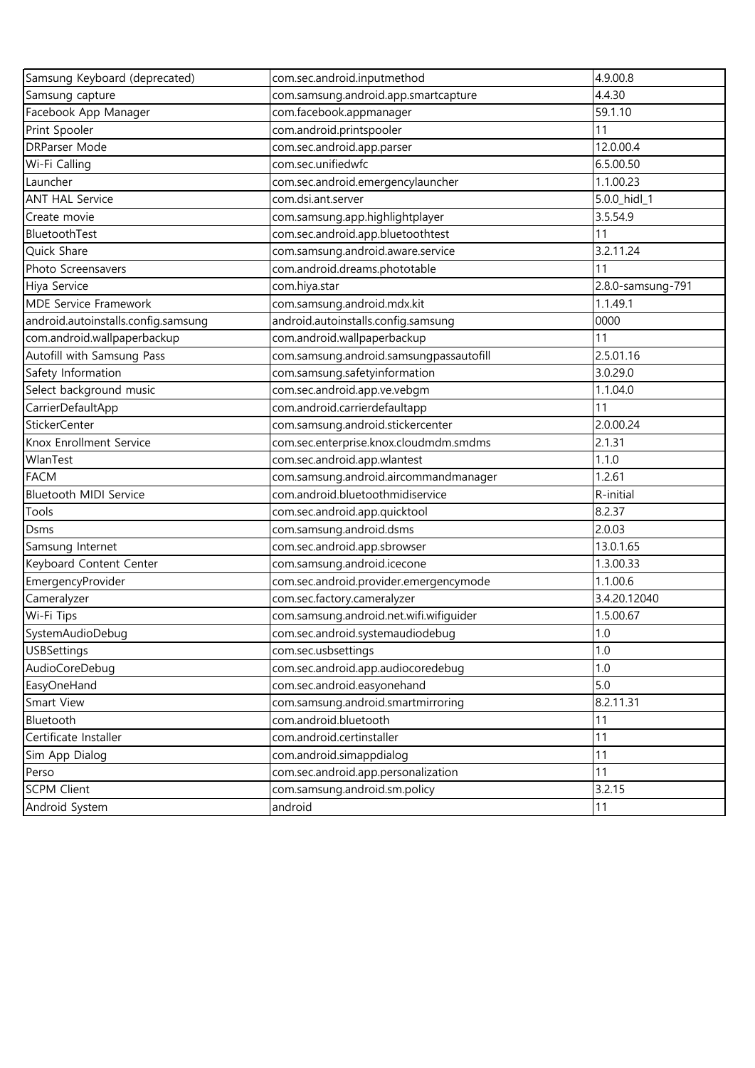| | | |
|---|---|---|
| Samsung Keyboard (deprecated) | com.sec.android.inputmethod | 4.9.00.8 |
| Samsung capture | com.samsung.android.app.smartcapture | 4.4.30 |
| Facebook App Manager | com.facebook.appmanager | 59.1.10 |
| Print Spooler | com.android.printspooler | 11 |
| DRParser Mode | com.sec.android.app.parser | 12.0.00.4 |
| Wi-Fi Calling | com.sec.unifiedwfc | 6.5.00.50 |
| Launcher | com.sec.android.emergencylauncher | 1.1.00.23 |
| ANT HAL Service | com.dsi.ant.server | 5.0.0_hidl_1 |
| Create movie | com.samsung.app.highlightplayer | 3.5.54.9 |
| BluetoothTest | com.sec.android.app.bluetoothtest | 11 |
| Quick Share | com.samsung.android.aware.service | 3.2.11.24 |
| Photo Screensavers | com.android.dreams.phototable | 11 |
| Hiya Service | com.hiya.star | 2.8.0-samsung-791 |
| MDE Service Framework | com.samsung.android.mdx.kit | 1.1.49.1 |
| android.autoinstalls.config.samsung | android.autoinstalls.config.samsung | 0000 |
| com.android.wallpaperbackup | com.android.wallpaperbackup | 11 |
| Autofill with Samsung Pass | com.samsung.android.samsungpassautofill | 2.5.01.16 |
| Safety Information | com.samsung.safetyinformation | 3.0.29.0 |
| Select background music | com.sec.android.app.ve.vebgm | 1.1.04.0 |
| CarrierDefaultApp | com.android.carrierdefaultapp | 11 |
| StickerCenter | com.samsung.android.stickercenter | 2.0.00.24 |
| Knox Enrollment Service | com.sec.enterprise.knox.cloudmdm.smdms | 2.1.31 |
| WlanTest | com.sec.android.app.wlantest | 1.1.0 |
| FACM | com.samsung.android.aircommandmanager | 1.2.61 |
| Bluetooth MIDI Service | com.android.bluetoothmidiservice | R-initial |
| Tools | com.sec.android.app.quicktool | 8.2.37 |
| Dsms | com.samsung.android.dsms | 2.0.03 |
| Samsung Internet | com.sec.android.app.sbrowser | 13.0.1.65 |
| Keyboard Content Center | com.samsung.android.icecone | 1.3.00.33 |
| EmergencyProvider | com.sec.android.provider.emergencymode | 1.1.00.6 |
| Cameralyzer | com.sec.factory.cameralyzer | 3.4.20.12040 |
| Wi-Fi Tips | com.samsung.android.net.wifi.wifiguider | 1.5.00.67 |
| SystemAudioDebug | com.sec.android.systemaudiodebug | 1.0 |
| USBSettings | com.sec.usbsettings | 1.0 |
| AudioCoreDebug | com.sec.android.app.audiocoredebug | 1.0 |
| EasyOneHand | com.sec.android.easyonehand | 5.0 |
| Smart View | com.samsung.android.smartmirroring | 8.2.11.31 |
| Bluetooth | com.android.bluetooth | 11 |
| Certificate Installer | com.android.certinstaller | 11 |
| Sim App Dialog | com.android.simappdialog | 11 |
| Perso | com.sec.android.app.personalization | 11 |
| SCPM Client | com.samsung.android.sm.policy | 3.2.15 |
| Android System | android | 11 |